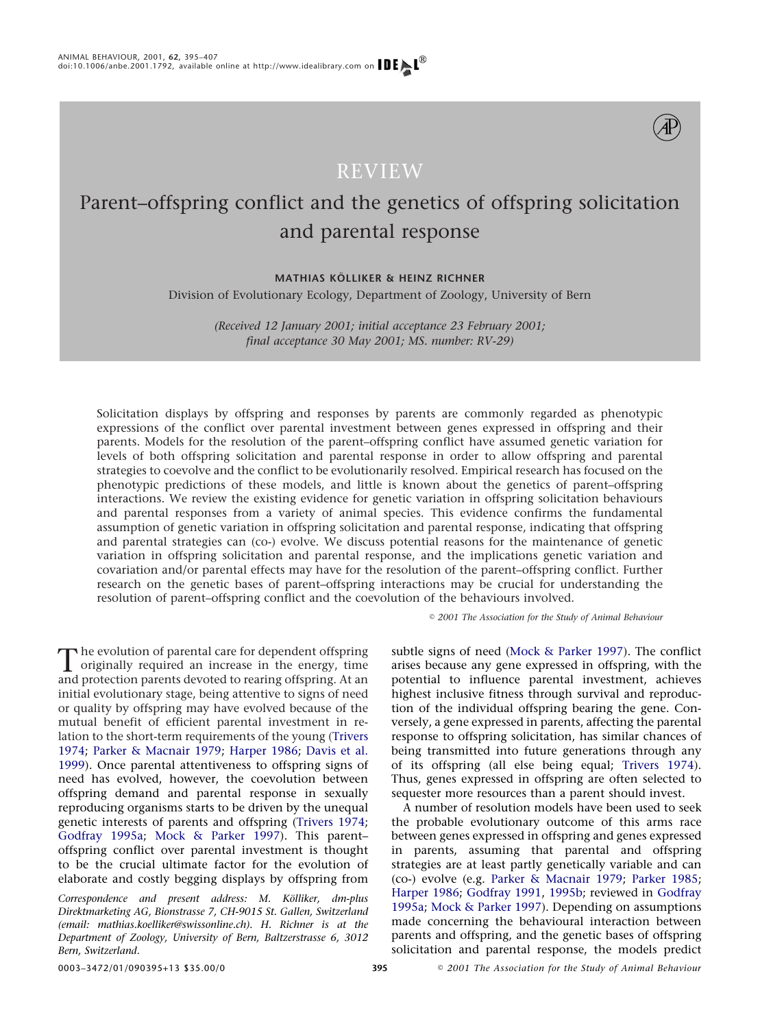REVIEW

# Parent–offspring conflict and the genetics of offspring solicitation and parental response

**MATHIAS KÖLLIKER & HEINZ RICHNER**

Division of Evolutionary Ecology, Department of Zoology, University of Bern

*(Received 12 January 2001; initial acceptance 23 February 2001; final acceptance 30 May 2001; MS. number: RV-29)*

Solicitation displays by offspring and responses by parents are commonly regarded as phenotypic expressions of the conflict over parental investment between genes expressed in offspring and their parents. Models for the resolution of the parent–offspring conflict have assumed genetic variation for levels of both offspring solicitation and parental response in order to allow offspring and parental strategies to coevolve and the conflict to be evolutionarily resolved. Empirical research has focused on the phenotypic predictions of these models, and little is known about the genetics of parent–offspring interactions. We review the existing evidence for genetic variation in offspring solicitation behaviours and parental responses from a variety of animal species. This evidence confirms the fundamental assumption of genetic variation in offspring solicitation and parental response, indicating that offspring and parental strategies can (co-) evolve. We discuss potential reasons for the maintenance of genetic variation in offspring solicitation and parental response, and the implications genetic variation and covariation and/or parental effects may have for the resolution of the parent–offspring conflict. Further research on the genetic bases of parent–offspring interactions may be crucial for understanding the resolution of parent–offspring conflict and the coevolution of the behaviours involved.

© 2001 The Association for the Study of Animal Behaviour

The evolution of parental care for dependent offspring originally required an increase in the energy, time and protection parents devoted to rearing offspring. At an initial evolutionary stage, being attentive to signs of need or quality by offspring may have evolved because of the mutual benefit of efficient parental investment in relation to the short-term requirements of the young (Trivers 1974; Parker & Macnair 1979; Harper 1986; Davis et al. 1999). Once parental attentiveness to offspring signs of need has evolved, however, the coevolution between offspring demand and parental response in sexually reproducing organisms starts to be driven by the unequal genetic interests of parents and offspring (Trivers 1974; Godfray 1995a; Mock & Parker 1997). This parent–offspring conflict over parental investment is thought to be the crucial ultimate factor for the evolution of elaborate and costly begging displays by offspring from subtle signs of need (Mock & Parker 1997). The conflict arises because any gene expressed in offspring, with the potential to influence parental investment, achieves highest inclusive fitness through survival and reproduction of the individual offspring bearing the gene. Conversely, a gene expressed in parents, affecting the parental response to offspring solicitation, has similar chances of being transmitted into future generations through any of its offspring (all else being equal; Trivers 1974). Thus, genes expressed in offspring are often selected to sequester more resources than a parent should invest.

A number of resolution models have been used to seek the probable evolutionary outcome of this arms race between genes expressed in offspring and genes expressed in parents, assuming that parental and offspring strategies are at least partly genetically variable and can (co-) evolve (e.g. Parker & Macnair 1979; Parker 1985; Harper 1986; Godfray 1991, 1995b; reviewed in Godfray 1995a; Mock & Parker 1997). Depending on assumptions made concerning the behavioural interaction between parents and offspring, and the genetic bases of offspring solicitation and parental response, the models predict

*Correspondence and present address: M. Kölliker, dm-plus Direktmarketing AG, Bionstrasse 7, CH-9015 St. Gallen, Switzerland (email: mathias.koelliker@swissonline.ch). H. Richner is at the Department of Zoology, University of Bern, Baltzerstrasse 6, 3012 Bern, Switzerland.*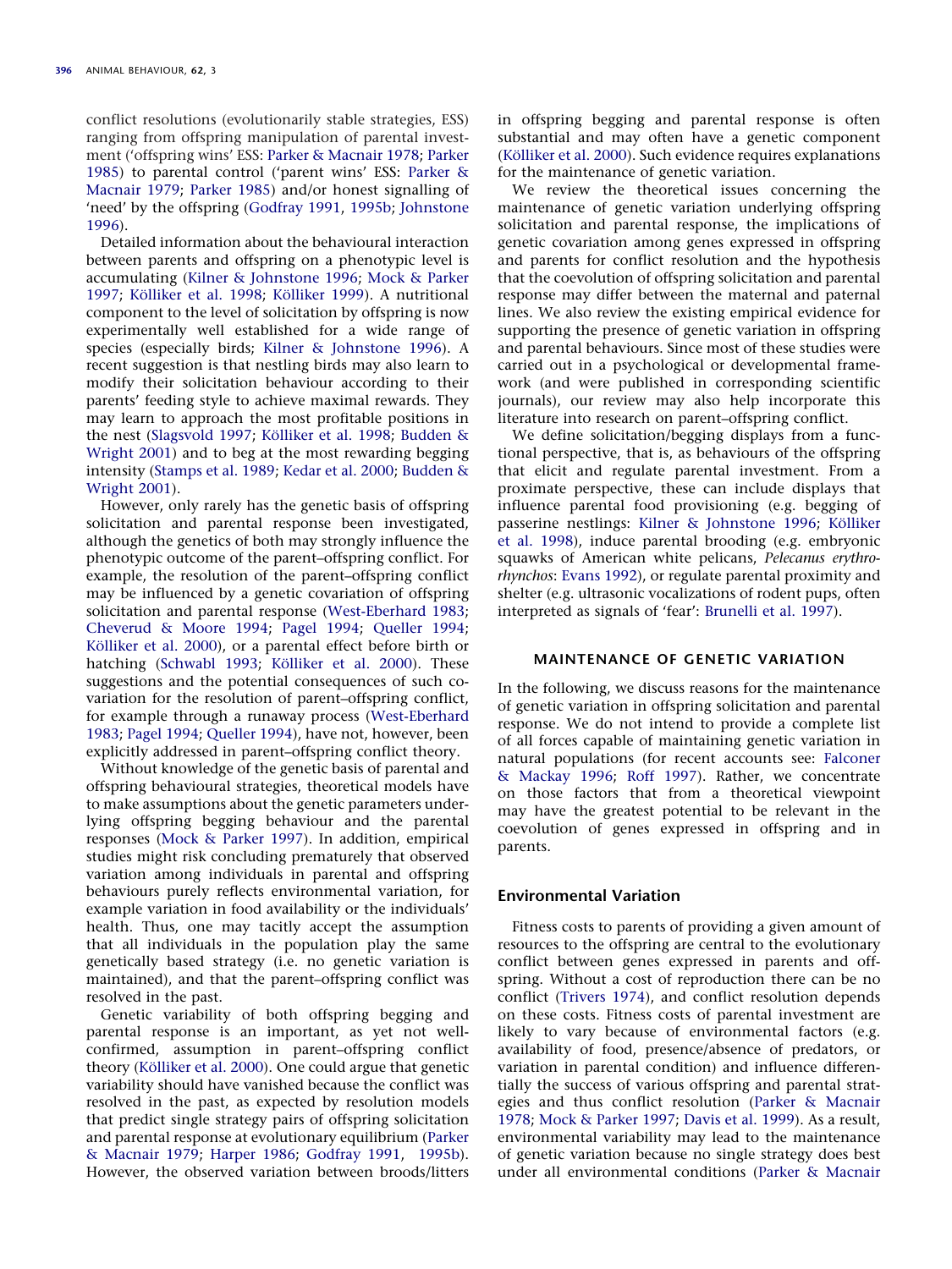conflict resolutions (evolutionarily stable strategies, ESS) ranging from offspring manipulation of parental investment ('offspring wins' ESS: Parker & Macnair 1978; Parker 1985) to parental control ('parent wins' ESS: Parker & Macnair 1979; Parker 1985) and/or honest signalling of 'need' by the offspring (Godfray 1991, 1995b; Johnstone 1996).

Detailed information about the behavioural interaction between parents and offspring on a phenotypic level is accumulating (Kilner & Johnstone 1996; Mock & Parker 1997; Kölliker et al. 1998; Kölliker 1999). A nutritional component to the level of solicitation by offspring is now experimentally well established for a wide range of species (especially birds; Kilner & Johnstone 1996). A recent suggestion is that nestling birds may also learn to modify their solicitation behaviour according to their parents' feeding style to achieve maximal rewards. They may learn to approach the most profitable positions in the nest (Slagsvold 1997; Kölliker et al. 1998; Budden & Wright 2001) and to beg at the most rewarding begging intensity (Stamps et al. 1989; Kedar et al. 2000; Budden & Wright 2001).

However, only rarely has the genetic basis of offspring solicitation and parental response been investigated, although the genetics of both may strongly influence the phenotypic outcome of the parent–offspring conflict. For example, the resolution of the parent–offspring conflict may be influenced by a genetic covariation of offspring solicitation and parental response (West-Eberhard 1983; Cheverud & Moore 1994; Pagel 1994; Queller 1994; Kölliker et al. 2000), or a parental effect before birth or hatching (Schwabl 1993; Kölliker et al. 2000). These suggestions and the potential consequences of such covariation for the resolution of parent–offspring conflict, for example through a runaway process (West-Eberhard 1983; Pagel 1994; Queller 1994), have not, however, been explicitly addressed in parent–offspring conflict theory.

Without knowledge of the genetic basis of parental and offspring behavioural strategies, theoretical models have to make assumptions about the genetic parameters underlying offspring begging behaviour and the parental responses (Mock & Parker 1997). In addition, empirical studies might risk concluding prematurely that observed variation among individuals in parental and offspring behaviours purely reflects environmental variation, for example variation in food availability or the individuals' health. Thus, one may tacitly accept the assumption that all individuals in the population play the same genetically based strategy (i.e. no genetic variation is maintained), and that the parent–offspring conflict was resolved in the past.

Genetic variability of both offspring begging and parental response is an important, as yet not well-confirmed, assumption in parent–offspring conflict theory (Kölliker et al. 2000). One could argue that genetic variability should have vanished because the conflict was resolved in the past, as expected by resolution models that predict single strategy pairs of offspring solicitation and parental response at evolutionary equilibrium (Parker & Macnair 1979; Harper 1986; Godfray 1991, 1995b). However, the observed variation between broods/litters in offspring begging and parental response is often substantial and may often have a genetic component (Kölliker et al. 2000). Such evidence requires explanations for the maintenance of genetic variation.

We review the theoretical issues concerning the maintenance of genetic variation underlying offspring solicitation and parental response, the implications of genetic covariation among genes expressed in offspring and parents for conflict resolution and the hypothesis that the coevolution of offspring solicitation and parental response may differ between the maternal and paternal lines. We also review the existing empirical evidence for supporting the presence of genetic variation in offspring and parental behaviours. Since most of these studies were carried out in a psychological or developmental framework (and were published in corresponding scientific journals), our review may also help incorporate this literature into research on parent–offspring conflict.

We define solicitation/begging displays from a functional perspective, that is, as behaviours of the offspring that elicit and regulate parental investment. From a proximate perspective, these can include displays that influence parental food provisioning (e.g. begging of passerine nestlings: Kilner & Johnstone 1996; Kölliker et al. 1998), induce parental brooding (e.g. embryonic squawks of American white pelicans, *Pelecanus erythrorhynchos*: Evans 1992), or regulate parental proximity and shelter (e.g. ultrasonic vocalizations of rodent pups, often interpreted as signals of 'fear': Brunelli et al. 1997).

## MAINTENANCE OF GENETIC VARIATION

In the following, we discuss reasons for the maintenance of genetic variation in offspring solicitation and parental response. We do not intend to provide a complete list of all forces capable of maintaining genetic variation in natural populations (for recent accounts see: Falconer & Mackay 1996; Roff 1997). Rather, we concentrate on those factors that from a theoretical viewpoint may have the greatest potential to be relevant in the coevolution of genes expressed in offspring and in parents.

### Environmental Variation

Fitness costs to parents of providing a given amount of resources to the offspring are central to the evolutionary conflict between genes expressed in parents and offspring. Without a cost of reproduction there can be no conflict (Trivers 1974), and conflict resolution depends on these costs. Fitness costs of parental investment are likely to vary because of environmental factors (e.g. availability of food, presence/absence of predators, or variation in parental condition) and influence differentially the success of various offspring and parental strategies and thus conflict resolution (Parker & Macnair 1978; Mock & Parker 1997; Davis et al. 1999). As a result, environmental variability may lead to the maintenance of genetic variation because no single strategy does best under all environmental conditions (Parker & Macnair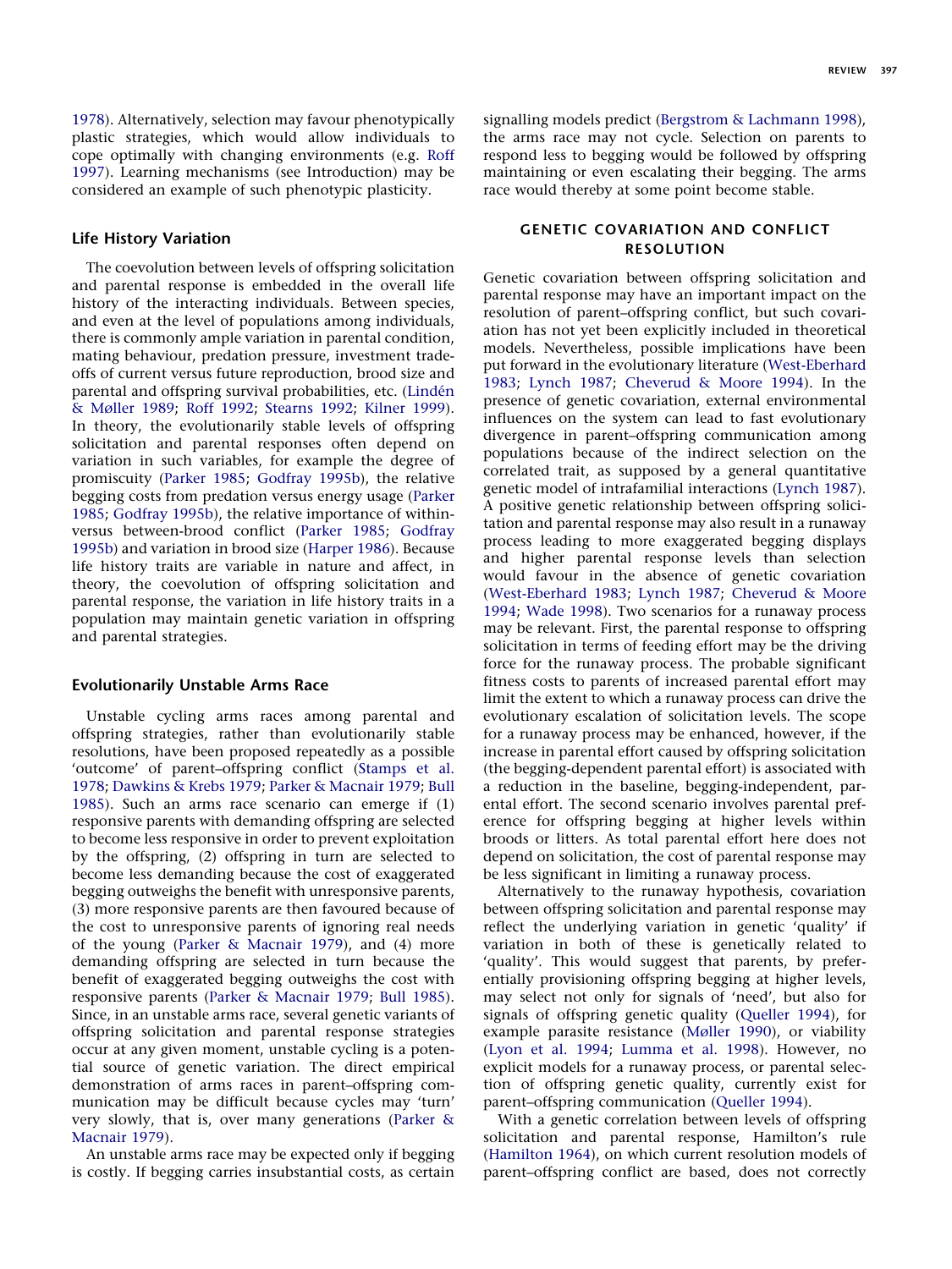1978). Alternatively, selection may favour phenotypically plastic strategies, which would allow individuals to cope optimally with changing environments (e.g. Roff 1997). Learning mechanisms (see Introduction) may be considered an example of such phenotypic plasticity.

### Life History Variation

The coevolution between levels of offspring solicitation and parental response is embedded in the overall life history of the interacting individuals. Between species, and even at the level of populations among individuals, there is commonly ample variation in parental condition, mating behaviour, predation pressure, investment trade-offs of current versus future reproduction, brood size and parental and offspring survival probabilities, etc. (Lindén & Møller 1989; Roff 1992; Stearns 1992; Kilner 1999). In theory, the evolutionarily stable levels of offspring solicitation and parental responses often depend on variation in such variables, for example the degree of promiscuity (Parker 1985; Godfray 1995b), the relative begging costs from predation versus energy usage (Parker 1985; Godfray 1995b), the relative importance of within- versus between-brood conflict (Parker 1985; Godfray 1995b) and variation in brood size (Harper 1986). Because life history traits are variable in nature and affect, in theory, the coevolution of offspring solicitation and parental response, the variation in life history traits in a population may maintain genetic variation in offspring and parental strategies.

### Evolutionarily Unstable Arms Race

Unstable cycling arms races among parental and offspring strategies, rather than evolutionarily stable resolutions, have been proposed repeatedly as a possible 'outcome' of parent–offspring conflict (Stamps et al. 1978; Dawkins & Krebs 1979; Parker & Macnair 1979; Bull 1985). Such an arms race scenario can emerge if (1) responsive parents with demanding offspring are selected to become less responsive in order to prevent exploitation by the offspring, (2) offspring in turn are selected to become less demanding because the cost of exaggerated begging outweighs the benefit with unresponsive parents, (3) more responsive parents are then favoured because of the cost to unresponsive parents of ignoring real needs of the young (Parker & Macnair 1979), and (4) more demanding offspring are selected in turn because the benefit of exaggerated begging outweighs the cost with responsive parents (Parker & Macnair 1979; Bull 1985). Since, in an unstable arms race, several genetic variants of offspring solicitation and parental response strategies occur at any given moment, unstable cycling is a potential source of genetic variation. The direct empirical demonstration of arms races in parent–offspring communication may be difficult because cycles may 'turn' very slowly, that is, over many generations (Parker & Macnair 1979).

An unstable arms race may be expected only if begging is costly. If begging carries insubstantial costs, as certain signalling models predict (Bergstrom & Lachmann 1998), the arms race may not cycle. Selection on parents to respond less to begging would be followed by offspring maintaining or even escalating their begging. The arms race would thereby at some point become stable.

## GENETIC COVARIATION AND CONFLICT RESOLUTION

Genetic covariation between offspring solicitation and parental response may have an important impact on the resolution of parent–offspring conflict, but such covariation has not yet been explicitly included in theoretical models. Nevertheless, possible implications have been put forward in the evolutionary literature (West-Eberhard 1983; Lynch 1987; Cheverud & Moore 1994). In the presence of genetic covariation, external environmental influences on the system can lead to fast evolutionary divergence in parent–offspring communication among populations because of the indirect selection on the correlated trait, as supposed by a general quantitative genetic model of intrafamilial interactions (Lynch 1987). A positive genetic relationship between offspring solicitation and parental response may also result in a runaway process leading to more exaggerated begging displays and higher parental response levels than selection would favour in the absence of genetic covariation (West-Eberhard 1983; Lynch 1987; Cheverud & Moore 1994; Wade 1998). Two scenarios for a runaway process may be relevant. First, the parental response to offspring solicitation in terms of feeding effort may be the driving force for the runaway process. The probable significant fitness costs to parents of increased parental effort may limit the extent to which a runaway process can drive the evolutionary escalation of solicitation levels. The scope for a runaway process may be enhanced, however, if the increase in parental effort caused by offspring solicitation (the begging-dependent parental effort) is associated with a reduction in the baseline, begging-independent, parental effort. The second scenario involves parental preference for offspring begging at higher levels within broods or litters. As total parental effort here does not depend on solicitation, the cost of parental response may be less significant in limiting a runaway process.

Alternatively to the runaway hypothesis, covariation between offspring solicitation and parental response may reflect the underlying variation in genetic 'quality' if variation in both of these is genetically related to 'quality'. This would suggest that parents, by preferentially provisioning offspring begging at higher levels, may select not only for signals of 'need', but also for signals of offspring genetic quality (Queller 1994), for example parasite resistance (Møller 1990), or viability (Lyon et al. 1994; Lumma et al. 1998). However, no explicit models for a runaway process, or parental selection of offspring genetic quality, currently exist for parent–offspring communication (Queller 1994).

With a genetic correlation between levels of offspring solicitation and parental response, Hamilton's rule (Hamilton 1964), on which current resolution models of parent–offspring conflict are based, does not correctly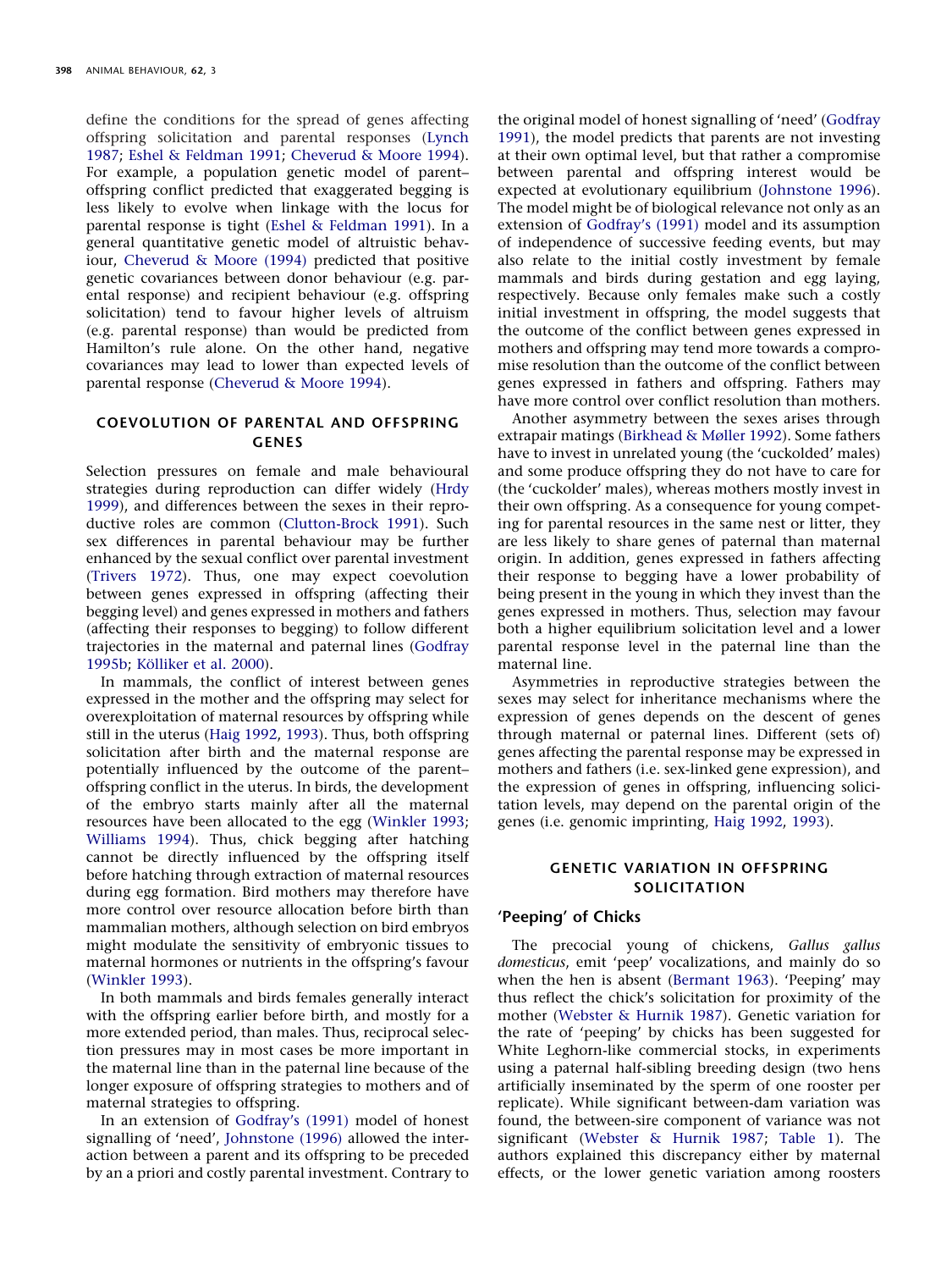define the conditions for the spread of genes affecting offspring solicitation and parental responses (Lynch 1987; Eshel & Feldman 1991; Cheverud & Moore 1994). For example, a population genetic model of parent–offspring conflict predicted that exaggerated begging is less likely to evolve when linkage with the locus for parental response is tight (Eshel & Feldman 1991). In a general quantitative genetic model of altruistic behaviour, Cheverud & Moore (1994) predicted that positive genetic covariances between donor behaviour (e.g. parental response) and recipient behaviour (e.g. offspring solicitation) tend to favour higher levels of altruism (e.g. parental response) than would be predicted from Hamilton's rule alone. On the other hand, negative covariances may lead to lower than expected levels of parental response (Cheverud & Moore 1994).

## COEVOLUTION OF PARENTAL AND OFFSPRING GENES

Selection pressures on female and male behavioural strategies during reproduction can differ widely (Hrdy 1999), and differences between the sexes in their reproductive roles are common (Clutton-Brock 1991). Such sex differences in parental behaviour may be further enhanced by the sexual conflict over parental investment (Trivers 1972). Thus, one may expect coevolution between genes expressed in offspring (affecting their begging level) and genes expressed in mothers and fathers (affecting their responses to begging) to follow different trajectories in the maternal and paternal lines (Godfray 1995b; Kölliker et al. 2000).

In mammals, the conflict of interest between genes expressed in the mother and the offspring may select for overexploitation of maternal resources by offspring while still in the uterus (Haig 1992, 1993). Thus, both offspring solicitation after birth and the maternal response are potentially influenced by the outcome of the parent–offspring conflict in the uterus. In birds, the development of the embryo starts mainly after all the maternal resources have been allocated to the egg (Winkler 1993; Williams 1994). Thus, chick begging after hatching cannot be directly influenced by the offspring itself before hatching through extraction of maternal resources during egg formation. Bird mothers may therefore have more control over resource allocation before birth than mammalian mothers, although selection on bird embryos might modulate the sensitivity of embryonic tissues to maternal hormones or nutrients in the offspring's favour (Winkler 1993).

In both mammals and birds females generally interact with the offspring earlier before birth, and mostly for a more extended period, than males. Thus, reciprocal selection pressures may in most cases be more important in the maternal line than in the paternal line because of the longer exposure of offspring strategies to mothers and of maternal strategies to offspring.

In an extension of Godfray's (1991) model of honest signalling of 'need', Johnstone (1996) allowed the interaction between a parent and its offspring to be preceded by an a priori and costly parental investment. Contrary to the original model of honest signalling of 'need' (Godfray 1991), the model predicts that parents are not investing at their own optimal level, but that rather a compromise between parental and offspring interest would be expected at evolutionary equilibrium (Johnstone 1996). The model might be of biological relevance not only as an extension of Godfray's (1991) model and its assumption of independence of successive feeding events, but may also relate to the initial costly investment by female mammals and birds during gestation and egg laying, respectively. Because only females make such a costly initial investment in offspring, the model suggests that the outcome of the conflict between genes expressed in mothers and offspring may tend more towards a compromise resolution than the outcome of the conflict between genes expressed in fathers and offspring. Fathers may have more control over conflict resolution than mothers.

Another asymmetry between the sexes arises through extrapair matings (Birkhead & Møller 1992). Some fathers have to invest in unrelated young (the 'cuckolded' males) and some produce offspring they do not have to care for (the 'cuckolder' males), whereas mothers mostly invest in their own offspring. As a consequence for young competing for parental resources in the same nest or litter, they are less likely to share genes of paternal than maternal origin. In addition, genes expressed in fathers affecting their response to begging have a lower probability of being present in the young in which they invest than the genes expressed in mothers. Thus, selection may favour both a higher equilibrium solicitation level and a lower parental response level in the paternal line than the maternal line.

Asymmetries in reproductive strategies between the sexes may select for inheritance mechanisms where the expression of genes depends on the descent of genes through maternal or paternal lines. Different (sets of) genes affecting the parental response may be expressed in mothers and fathers (i.e. sex-linked gene expression), and the expression of genes in offspring, influencing solicitation levels, may depend on the parental origin of the genes (i.e. genomic imprinting, Haig 1992, 1993).

## GENETIC VARIATION IN OFFSPRING SOLICITATION

### 'Peeping' of Chicks

The precocial young of chickens, *Gallus gallus domesticus*, emit 'peep' vocalizations, and mainly do so when the hen is absent (Bermant 1963). 'Peeping' may thus reflect the chick's solicitation for proximity of the mother (Webster & Hurnik 1987). Genetic variation for the rate of 'peeping' by chicks has been suggested for White Leghorn-like commercial stocks, in experiments using a paternal half-sibling breeding design (two hens artificially inseminated by the sperm of one rooster per replicate). While significant between-dam variation was found, the between-sire component of variance was not significant (Webster & Hurnik 1987; Table 1). The authors explained this discrepancy either by maternal effects, or the lower genetic variation among roosters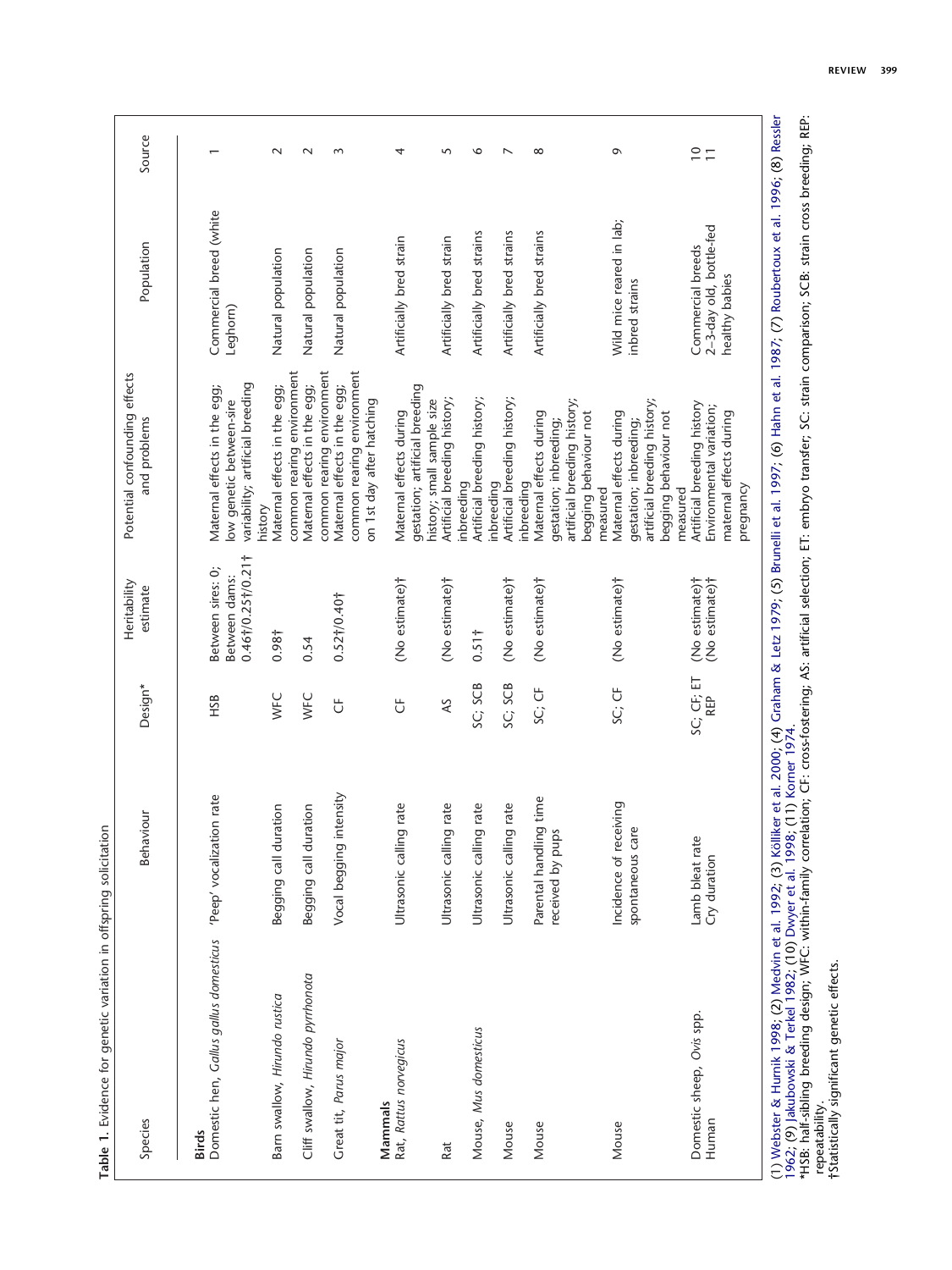**Table 1.** Evidence for genetic variation in offspring solicitation

| Species | Behaviour | Design* | Heritability estimate | Potential confounding effects and problems | Population | Source |
|---|---|---|---|---|---|---|
| **Birds** | | | | | | |
| Domestic hen, *Gallus gallus domesticus* | 'Peep' vocalization rate | HSB | Between sires: 0; Between dams: 0.46†/0.25†/0.21† | Maternal effects in the egg; low genetic between-sire variability; artificial breeding history | Commercial breed (white Leghorn) | 1 |
| Barn swallow, *Hirundo rustica* | Begging call duration | WFC | 0.98† | Maternal effects in the egg; common rearing environment | Natural population | 2 |
| Cliff swallow, *Hirundo pyrrhonota* | Begging call duration | WFC | 0.54 | Maternal effects in the egg; common rearing environment | Natural population | 2 |
| Great tit, *Parus major* | Vocal begging intensity | CF | 0.52†/0.40† | Maternal effects in the egg; common rearing environment on 1st day after hatching | Natural population | 3 |
| **Mammals** | | | | | | |
| Rat, *Rattus norvegicus* | Ultrasonic calling rate | CF | (No estimate)† | Maternal effects during gestation; artificial breeding history; small sample size | Artificially bred strain | 4 |
| Rat | Ultrasonic calling rate | AS | (No estimate)† | Artificial breeding history; inbreeding | Artificially bred strain | 5 |
| Mouse, *Mus domesticus* | Ultrasonic calling rate | SC; SCB | 0.51† | Artificial breeding history; inbreeding | Artificially bred strains | 6 |
| Mouse | Ultrasonic calling rate | SC; SCB | (No estimate)† | Artificial breeding history; inbreeding | Artificially bred strains | 7 |
| Mouse | Parental handling time received by pups | SC; CF | (No estimate)† | Maternal effects during gestation; inbreeding; artificial breeding history; begging behaviour not measured | Artificially bred strains | 8 |
| Mouse | Incidence of receiving spontaneous care | SC; CF | (No estimate)† | Maternal effects during gestation; inbreeding; artificial breeding history; begging behaviour not measured | Wild mice reared in lab; inbred strains | 9 |
| Domestic sheep, *Ovis* spp. | Lamb bleat rate | SC; CF; ET | (No estimate)† | Artificial breeding history | Commercial breeds | 10 |
| Human | Cry duration | REP | (No estimate)† | Environmental variation; maternal effects during pregnancy | 2–3-day old, bottle-fed healthy babies | 11 |

(1) Webster & Hurnik 1998; (2) Medvin et al. 1992; (3) Kölliker et al. 2000; (4) Graham & Letz 1979; (5) Brunelli et al. 1997; (6) Hahn et al. 1987; (7) Roubertoux et al. 1996; (8) Ressler 1962; (9) Jakubowski & Terkel 1982; (10) Dwyer et al. 1998; (11) Korner 1974.

*HSB: half-sibling breeding design; WFC: within-family correlation; CF: cross-fostering; AS: artificial selection; ET: embryo transfer; SC: strain comparison; SCB: strain cross breeding; REP: repeatability.

†Statistically significant genetic effects.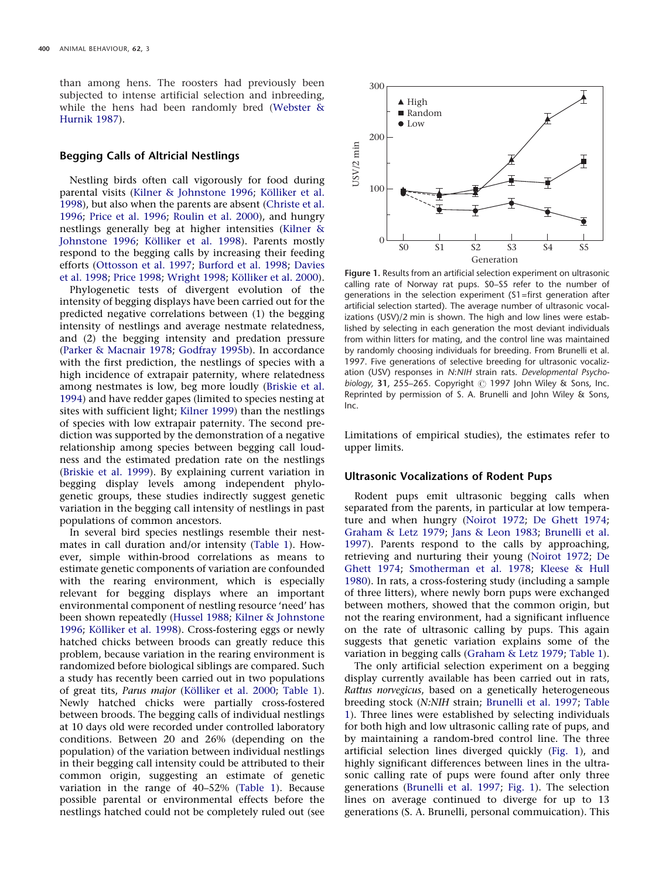than among hens. The roosters had previously been subjected to intense artificial selection and inbreeding, while the hens had been randomly bred (Webster & Hurnik 1987).

### Begging Calls of Altricial Nestlings

Nestling birds often call vigorously for food during parental visits (Kilner & Johnstone 1996; Kölliker et al. 1998), but also when the parents are absent (Christe et al. 1996; Price et al. 1996; Roulin et al. 2000), and hungry nestlings generally beg at higher intensities (Kilner & Johnstone 1996; Kölliker et al. 1998). Parents mostly respond to the begging calls by increasing their feeding efforts (Ottosson et al. 1997; Burford et al. 1998; Davies et al. 1998; Price 1998; Wright 1998; Kölliker et al. 2000).

Phylogenetic tests of divergent evolution of the intensity of begging displays have been carried out for the predicted negative correlations between (1) the begging intensity of nestlings and average nestmate relatedness, and (2) the begging intensity and predation pressure (Parker & Macnair 1978; Godfray 1995b). In accordance with the first prediction, the nestlings of species with a high incidence of extrapair paternity, where relatedness among nestmates is low, beg more loudly (Briskie et al. 1994) and have redder gapes (limited to species nesting at sites with sufficient light; Kilner 1999) than the nestlings of species with low extrapair paternity. The second prediction was supported by the demonstration of a negative relationship among species between begging call loudness and the estimated predation rate on the nestlings (Briskie et al. 1999). By explaining current variation in begging display levels among independent phylogenetic groups, these studies indirectly suggest genetic variation in the begging call intensity of nestlings in past populations of common ancestors.

In several bird species nestlings resemble their nestmates in call duration and/or intensity (Table 1). However, simple within-brood correlations as means to estimate genetic components of variation are confounded with the rearing environment, which is especially relevant for begging displays where an important environmental component of nestling resource 'need' has been shown repeatedly (Hussel 1988; Kilner & Johnstone 1996; Kölliker et al. 1998). Cross-fostering eggs or newly hatched chicks between broods can greatly reduce this problem, because variation in the rearing environment is randomized before biological siblings are compared. Such a study has recently been carried out in two populations of great tits, *Parus major* (Kölliker et al. 2000; Table 1). Newly hatched chicks were partially cross-fostered between broods. The begging calls of individual nestlings at 10 days old were recorded under controlled laboratory conditions. Between 20 and 26% (depending on the population) of the variation between individual nestlings in their begging call intensity could be attributed to their common origin, suggesting an estimate of genetic variation in the range of 40–52% (Table 1). Because possible parental or environmental effects before the nestlings hatched could not be completely ruled out (see Limitations of empirical studies), the estimates refer to upper limits.

**Figure 1.** Results from an artificial selection experiment on ultrasonic calling rate of Norway rat pups. S0–S5 refer to the number of generations in the selection experiment (S1=first generation after artificial selection started). The average number of ultrasonic vocalizations (USV)/2 min is shown. The high and low lines were established by selecting in each generation the most deviant individuals from within litters for mating, and the control line was maintained by randomly choosing individuals for breeding. From Brunelli et al. 1997. Five generations of selective breeding for ultrasonic vocalization (USV) responses in *N:NIH* strain rats. *Developmental Psychobiology,* **31**, 255–265. Copyright © 1997 John Wiley & Sons, Inc. Reprinted by permission of S. A. Brunelli and John Wiley & Sons, Inc.

### Ultrasonic Vocalizations of Rodent Pups

Rodent pups emit ultrasonic begging calls when separated from the parents, in particular at low temperature and when hungry (Noirot 1972; De Ghett 1974; Graham & Letz 1979; Jans & Leon 1983; Brunelli et al. 1997). Parents respond to the calls by approaching, retrieving and nurturing their young (Noirot 1972; De Ghett 1974; Smotherman et al. 1978; Kleese & Hull 1980). In rats, a cross-fostering study (including a sample of three litters), where newly born pups were exchanged between mothers, showed that the common origin, but not the rearing environment, had a significant influence on the rate of ultrasonic calling by pups. This again suggests that genetic variation explains some of the variation in begging calls (Graham & Letz 1979; Table 1).

The only artificial selection experiment on a begging display currently available has been carried out in rats, *Rattus norvegicus*, based on a genetically heterogeneous breeding stock (*N:NIH* strain; Brunelli et al. 1997; Table 1). Three lines were established by selecting individuals for both high and low ultrasonic calling rate of pups, and by maintaining a random-bred control line. The three artificial selection lines diverged quickly (Fig. 1), and highly significant differences between lines in the ultrasonic calling rate of pups were found after only three generations (Brunelli et al. 1997; Fig. 1). The selection lines on average continued to diverge for up to 13 generations (S. A. Brunelli, personal commuication). This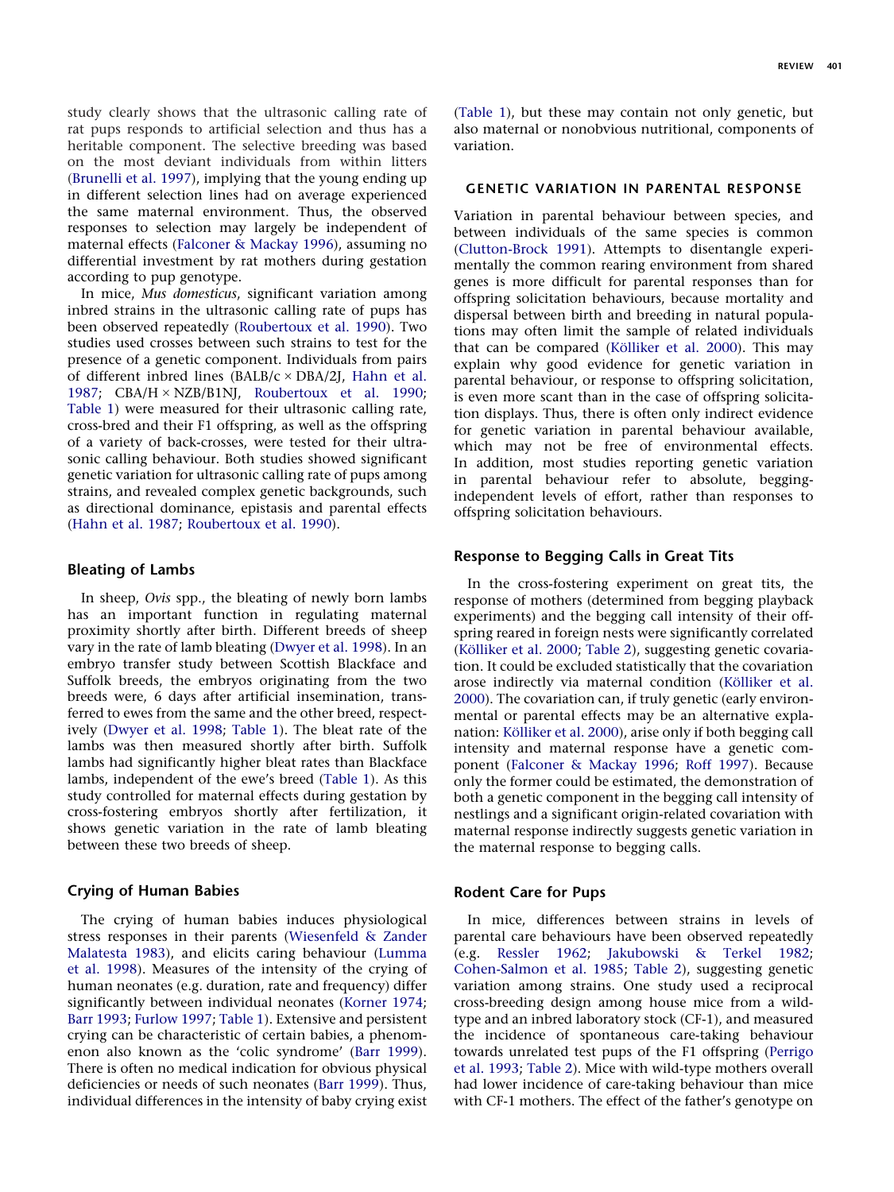study clearly shows that the ultrasonic calling rate of rat pups responds to artificial selection and thus has a heritable component. The selective breeding was based on the most deviant individuals from within litters (Brunelli et al. 1997), implying that the young ending up in different selection lines had on average experienced the same maternal environment. Thus, the observed responses to selection may largely be independent of maternal effects (Falconer & Mackay 1996), assuming no differential investment by rat mothers during gestation according to pup genotype.

In mice, *Mus domesticus*, significant variation among inbred strains in the ultrasonic calling rate of pups has been observed repeatedly (Roubertoux et al. 1990). Two studies used crosses between such strains to test for the presence of a genetic component. Individuals from pairs of different inbred lines (BALB/c × DBA/2J, Hahn et al. 1987; CBA/H × NZB/B1NJ, Roubertoux et al. 1990; Table 1) were measured for their ultrasonic calling rate, cross-bred and their F1 offspring, as well as the offspring of a variety of back-crosses, were tested for their ultrasonic calling behaviour. Both studies showed significant genetic variation for ultrasonic calling rate of pups among strains, and revealed complex genetic backgrounds, such as directional dominance, epistasis and parental effects (Hahn et al. 1987; Roubertoux et al. 1990).

### Bleating of Lambs

In sheep, *Ovis* spp., the bleating of newly born lambs has an important function in regulating maternal proximity shortly after birth. Different breeds of sheep vary in the rate of lamb bleating (Dwyer et al. 1998). In an embryo transfer study between Scottish Blackface and Suffolk breeds, the embryos originating from the two breeds were, 6 days after artificial insemination, transferred to ewes from the same and the other breed, respectively (Dwyer et al. 1998; Table 1). The bleat rate of the lambs was then measured shortly after birth. Suffolk lambs had significantly higher bleat rates than Blackface lambs, independent of the ewe's breed (Table 1). As this study controlled for maternal effects during gestation by cross-fostering embryos shortly after fertilization, it shows genetic variation in the rate of lamb bleating between these two breeds of sheep.

### Crying of Human Babies

The crying of human babies induces physiological stress responses in their parents (Wiesenfeld & Zander Malatesta 1983), and elicits caring behaviour (Lumma et al. 1998). Measures of the intensity of the crying of human neonates (e.g. duration, rate and frequency) differ significantly between individual neonates (Korner 1974; Barr 1993; Furlow 1997; Table 1). Extensive and persistent crying can be characteristic of certain babies, a phenomenon also known as the 'colic syndrome' (Barr 1999). There is often no medical indication for obvious physical deficiencies or needs of such neonates (Barr 1999). Thus, individual differences in the intensity of baby crying exist (Table 1), but these may contain not only genetic, but also maternal or nonobvious nutritional, components of variation.

## GENETIC VARIATION IN PARENTAL RESPONSE

Variation in parental behaviour between species, and between individuals of the same species is common (Clutton-Brock 1991). Attempts to disentangle experimentally the common rearing environment from shared genes is more difficult for parental responses than for offspring solicitation behaviours, because mortality and dispersal between birth and breeding in natural populations may often limit the sample of related individuals that can be compared (Kölliker et al. 2000). This may explain why good evidence for genetic variation in parental behaviour, or response to offspring solicitation, is even more scant than in the case of offspring solicitation displays. Thus, there is often only indirect evidence for genetic variation in parental behaviour available, which may not be free of environmental effects. In addition, most studies reporting genetic variation in parental behaviour refer to absolute, begging-independent levels of effort, rather than responses to offspring solicitation behaviours.

### Response to Begging Calls in Great Tits

In the cross-fostering experiment on great tits, the response of mothers (determined from begging playback experiments) and the begging call intensity of their offspring reared in foreign nests were significantly correlated (Kölliker et al. 2000; Table 2), suggesting genetic covariation. It could be excluded statistically that the covariation arose indirectly via maternal condition (Kölliker et al. 2000). The covariation can, if truly genetic (early environmental or parental effects may be an alternative explanation: Kölliker et al. 2000), arise only if both begging call intensity and maternal response have a genetic component (Falconer & Mackay 1996; Roff 1997). Because only the former could be estimated, the demonstration of both a genetic component in the begging call intensity of nestlings and a significant origin-related covariation with maternal response indirectly suggests genetic variation in the maternal response to begging calls.

### Rodent Care for Pups

In mice, differences between strains in levels of parental care behaviours have been observed repeatedly (e.g. Ressler 1962; Jakubowski & Terkel 1982; Cohen-Salmon et al. 1985; Table 2), suggesting genetic variation among strains. One study used a reciprocal cross-breeding design among house mice from a wild-type and an inbred laboratory stock (CF-1), and measured the incidence of spontaneous care-taking behaviour towards unrelated test pups of the F1 offspring (Perrigo et al. 1993; Table 2). Mice with wild-type mothers overall had lower incidence of care-taking behaviour than mice with CF-1 mothers. The effect of the father's genotype on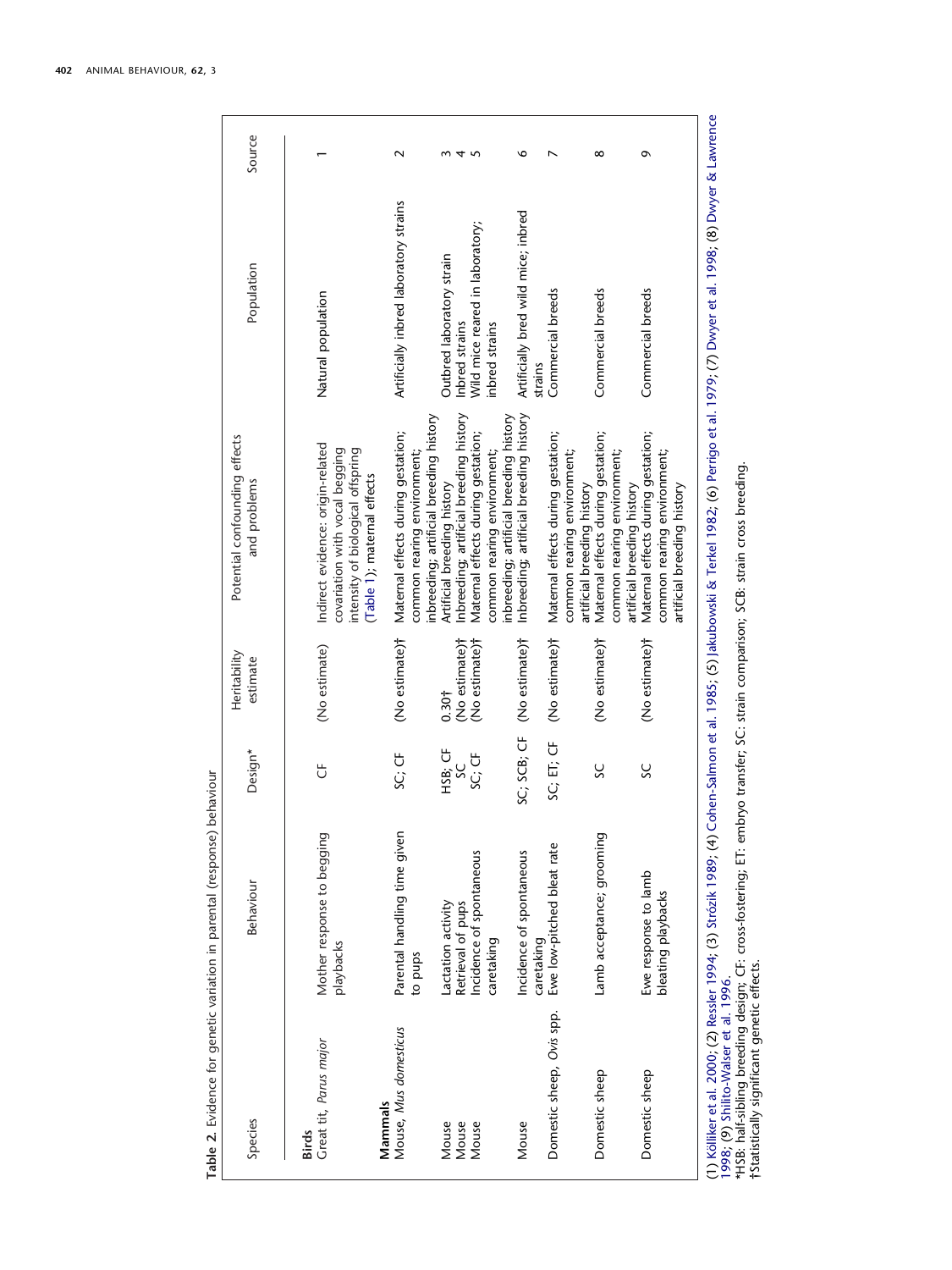**Table 2.** Evidence for genetic variation in parental (response) behaviour

| Species | Behaviour | Design* | Heritability estimate | Potential confounding effects and problems | Population | Source |
|---|---|---|---|---|---|---|
| **Birds** | | | | | | |
| Great tit, *Parus major* | Mother response to begging playbacks | CF | (No estimate) | Indirect evidence: origin-related covariation with vocal begging intensity of biological offspring (Table 1); maternal effects | Natural population | 1 |
| **Mammals** | | | | | | |
| Mouse, *Mus domesticus* | Parental handling time given to pups | SC; CF | (No estimate)† | Maternal effects during gestation; common rearing environment; inbreeding; artificial breeding history | Artificially inbred laboratory strains | 2 |
| Mouse | Lactation activity | HSB; CF | 0.30† | Artificial breeding history | Outbred laboratory strain | 3 |
| Mouse | Retrieval of pups | SC | (No estimate)† | Inbreeding; artificial breeding history | Inbred strains | 4 |
| Mouse | Incidence of spontaneous caretaking | SC; CF | (No estimate)† | Maternal effects during gestation; common rearing environment; inbreeding; artificial breeding history | Wild mice reared in laboratory; inbred strains | 5 |
| Mouse | Incidence of spontaneous caretaking | SC; SCB; CF | (No estimate)† | Inbreeding; artificial breeding history | Artificially bred wild mice; inbred strains | 6 |
| Domestic sheep, *Ovis* spp. | Ewe low-pitched bleat rate | SC; ET; CF | (No estimate)† | Maternal effects during gestation; common rearing environment; artificial breeding history | Commercial breeds | 7 |
| Domestic sheep | Lamb acceptance; grooming | SC | (No estimate)† | Maternal effects during gestation; common rearing environment; artificial breeding history | Commercial breeds | 8 |
| Domestic sheep | Ewe response to lamb bleating playbacks | SC | (No estimate)† | Maternal effects during gestation; common rearing environment; artificial breeding history | Commercial breeds | 9 |

(1) Kölliker et al. 2000; (2) Ressler 1994; (3) Strózik 1989; (4) Cohen-Salmon et al. 1985; (5) Jakubowski & Terkel 1982; (6) Perrigo et al. 1979; (7) Dwyer et al. 1998; (8) Dwyer & Lawrence 1998; (9) Shillito-Walser et al. 1996.

*HSB: half-sibling breeding design; CF: cross-fostering; ET: embryo transfer; SC: strain comparison; SCB: strain cross breeding.

†Statistically significant genetic effects.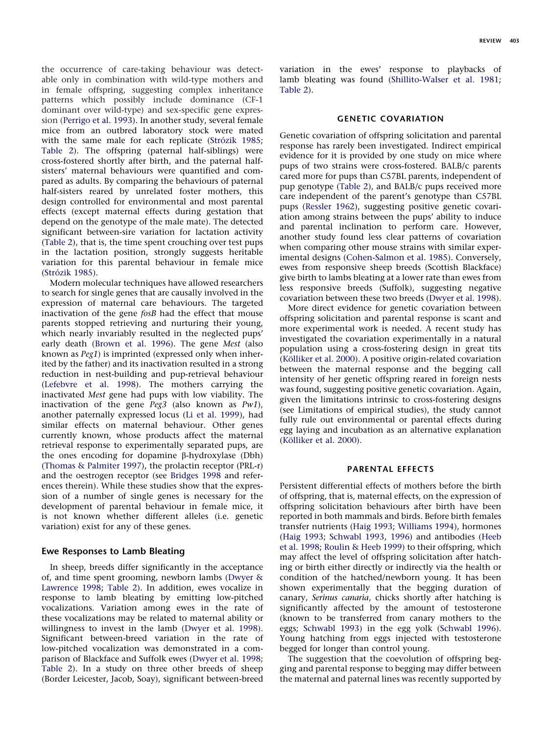the occurrence of care-taking behaviour was detectable only in combination with wild-type mothers and in female offspring, suggesting complex inheritance patterns which possibly include dominance (CF-1 dominant over wild-type) and sex-specific gene expression (Perrigo et al. 1993). In another study, several female mice from an outbred laboratory stock were mated with the same male for each replicate (Strózik 1985; Table 2). The offspring (paternal half-siblings) were cross-fostered shortly after birth, and the paternal half-sisters' maternal behaviours were quantified and compared as adults. By comparing the behaviours of paternal half-sisters reared by unrelated foster mothers, this design controlled for environmental and most parental effects (except maternal effects during gestation that depend on the genotype of the male mate). The detected significant between-sire variation for lactation activity (Table 2), that is, the time spent crouching over test pups in the lactation position, strongly suggests heritable variation for this parental behaviour in female mice (Strózik 1985).

Modern molecular techniques have allowed researchers to search for single genes that are causally involved in the expression of maternal care behaviours. The targeted inactivation of the gene *fosB* had the effect that mouse parents stopped retrieving and nurturing their young, which nearly invariably resulted in the neglected pups' early death (Brown et al. 1996). The gene *Mest* (also known as *Peg1*) is imprinted (expressed only when inherited by the father) and its inactivation resulted in a strong reduction in nest-building and pup-retrieval behaviour (Lefebvre et al. 1998). The mothers carrying the inactivated *Mest* gene had pups with low viability. The inactivation of the gene *Peg3* (also known as *Pw1*), another paternally expressed locus (Li et al. 1999), had similar effects on maternal behaviour. Other genes currently known, whose products affect the maternal retrieval response to experimentally separated pups, are the ones encoding for dopamine β-hydroxylase (Dbh) (Thomas & Palmiter 1997), the prolactin receptor (PRL-r) and the oestrogen receptor (see Bridges 1998 and references therein). While these studies show that the expression of a number of single genes is necessary for the development of parental behaviour in female mice, it is not known whether different alleles (i.e. genetic variation) exist for any of these genes.

### Ewe Responses to Lamb Bleating

In sheep, breeds differ significantly in the acceptance of, and time spent grooming, newborn lambs (Dwyer & Lawrence 1998; Table 2). In addition, ewes vocalize in response to lamb bleating by emitting low-pitched vocalizations. Variation among ewes in the rate of these vocalizations may be related to maternal ability or willingness to invest in the lamb (Dwyer et al. 1998). Significant between-breed variation in the rate of low-pitched vocalization was demonstrated in a comparison of Blackface and Suffolk ewes (Dwyer et al. 1998; Table 2). In a study on three other breeds of sheep (Border Leicester, Jacob, Soay), significant between-breed variation in the ewes' response to playbacks of lamb bleating was found (Shillito-Walser et al. 1981; Table 2).

## GENETIC COVARIATION

Genetic covariation of offspring solicitation and parental response has rarely been investigated. Indirect empirical evidence for it is provided by one study on mice where pups of two strains were cross-fostered. BALB/c parents cared more for pups than C57BL parents, independent of pup genotype (Table 2), and BALB/c pups received more care independent of the parent's genotype than C57BL pups (Ressler 1962), suggesting positive genetic covariation among strains between the pups' ability to induce and parental inclination to perform care. However, another study found less clear patterns of covariation when comparing other mouse strains with similar experimental designs (Cohen-Salmon et al. 1985). Conversely, ewes from responsive sheep breeds (Scottish Blackface) give birth to lambs bleating at a lower rate than ewes from less responsive breeds (Suffolk), suggesting negative covariation between these two breeds (Dwyer et al. 1998).

More direct evidence for genetic covariation between offspring solicitation and parental response is scant and more experimental work is needed. A recent study has investigated the covariation experimentally in a natural population using a cross-fostering design in great tits (Kölliker et al. 2000). A positive origin-related covariation between the maternal response and the begging call intensity of her genetic offspring reared in foreign nests was found, suggesting positive genetic covariation. Again, given the limitations intrinsic to cross-fostering designs (see Limitations of empirical studies), the study cannot fully rule out environmental or parental effects during egg laying and incubation as an alternative explanation (Kölliker et al. 2000).

## PARENTAL EFFECTS

Persistent differential effects of mothers before the birth of offspring, that is, maternal effects, on the expression of offspring solicitation behaviours after birth have been reported in both mammals and birds. Before birth females transfer nutrients (Haig 1993; Williams 1994), hormones (Haig 1993; Schwabl 1993, 1996) and antibodies (Heeb et al. 1998; Roulin & Heeb 1999) to their offspring, which may affect the level of offspring solicitation after hatching or birth either directly or indirectly via the health or condition of the hatched/newborn young. It has been shown experimentally that the begging duration of canary, *Serinus canaria*, chicks shortly after hatching is significantly affected by the amount of testosterone (known to be transferred from canary mothers to the eggs; Schwabl 1993) in the egg yolk (Schwabl 1996). Young hatching from eggs injected with testosterone begged for longer than control young.

The suggestion that the coevolution of offspring begging and parental response to begging may differ between the maternal and paternal lines was recently supported by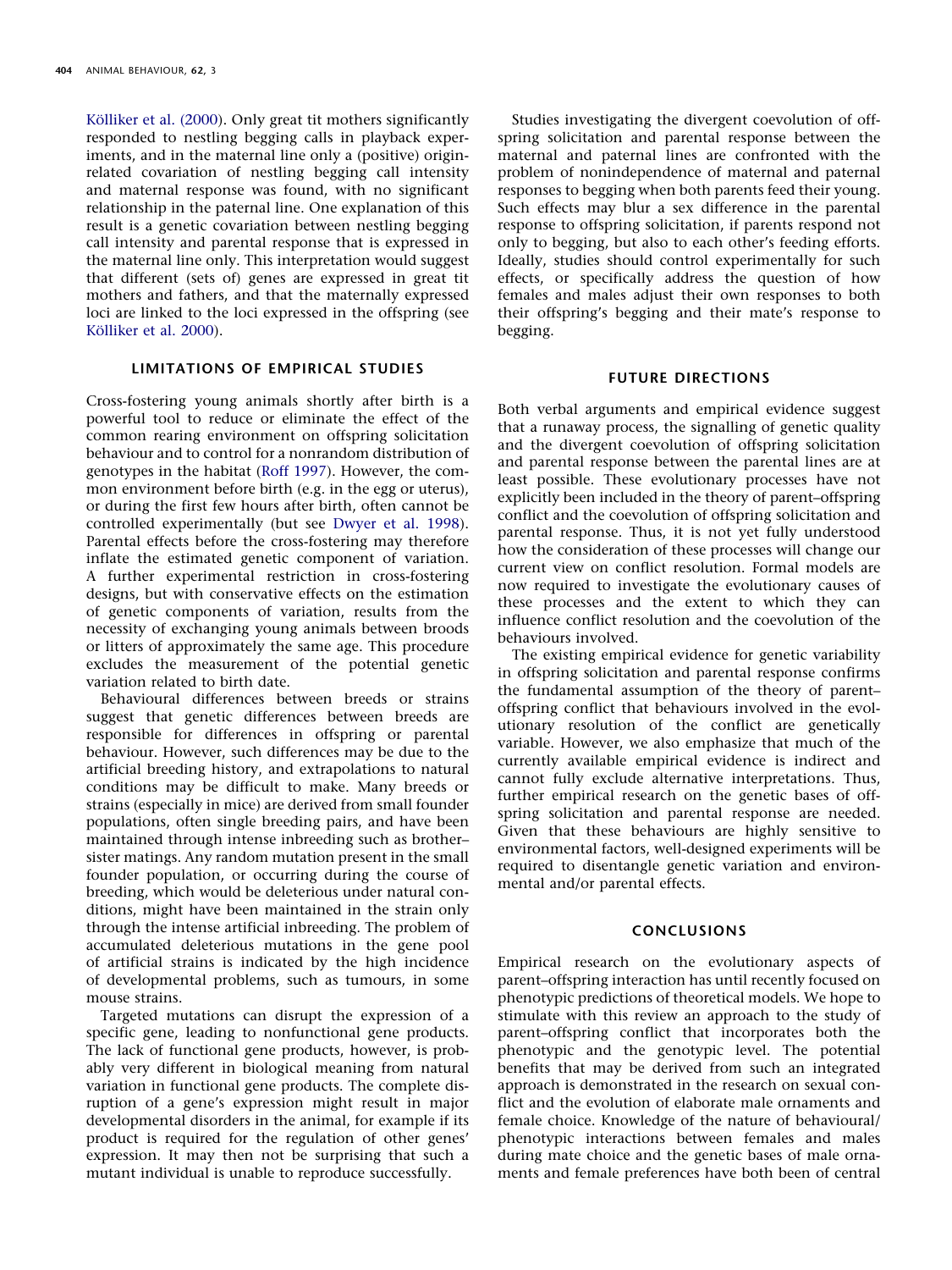Kölliker et al. (2000). Only great tit mothers significantly responded to nestling begging calls in playback experiments, and in the maternal line only a (positive) origin-related covariation of nestling begging call intensity and maternal response was found, with no significant relationship in the paternal line. One explanation of this result is a genetic covariation between nestling begging call intensity and parental response that is expressed in the maternal line only. This interpretation would suggest that different (sets of) genes are expressed in great tit mothers and fathers, and that the maternally expressed loci are linked to the loci expressed in the offspring (see Kölliker et al. 2000).

## LIMITATIONS OF EMPIRICAL STUDIES

Cross-fostering young animals shortly after birth is a powerful tool to reduce or eliminate the effect of the common rearing environment on offspring solicitation behaviour and to control for a nonrandom distribution of genotypes in the habitat (Roff 1997). However, the common environment before birth (e.g. in the egg or uterus), or during the first few hours after birth, often cannot be controlled experimentally (but see Dwyer et al. 1998). Parental effects before the cross-fostering may therefore inflate the estimated genetic component of variation. A further experimental restriction in cross-fostering designs, but with conservative effects on the estimation of genetic components of variation, results from the necessity of exchanging young animals between broods or litters of approximately the same age. This procedure excludes the measurement of the potential genetic variation related to birth date.

Behavioural differences between breeds or strains suggest that genetic differences between breeds are responsible for differences in offspring or parental behaviour. However, such differences may be due to the artificial breeding history, and extrapolations to natural conditions may be difficult to make. Many breeds or strains (especially in mice) are derived from small founder populations, often single breeding pairs, and have been maintained through intense inbreeding such as brother–sister matings. Any random mutation present in the small founder population, or occurring during the course of breeding, which would be deleterious under natural conditions, might have been maintained in the strain only through the intense artificial inbreeding. The problem of accumulated deleterious mutations in the gene pool of artificial strains is indicated by the high incidence of developmental problems, such as tumours, in some mouse strains.

Targeted mutations can disrupt the expression of a specific gene, leading to nonfunctional gene products. The lack of functional gene products, however, is probably very different in biological meaning from natural variation in functional gene products. The complete disruption of a gene's expression might result in major developmental disorders in the animal, for example if its product is required for the regulation of other genes' expression. It may then not be surprising that such a mutant individual is unable to reproduce successfully.

Studies investigating the divergent coevolution of offspring solicitation and parental response between the maternal and paternal lines are confronted with the problem of nonindependence of maternal and paternal responses to begging when both parents feed their young. Such effects may blur a sex difference in the parental response to offspring solicitation, if parents respond not only to begging, but also to each other's feeding efforts. Ideally, studies should control experimentally for such effects, or specifically address the question of how females and males adjust their own responses to both their offspring's begging and their mate's response to begging.

## FUTURE DIRECTIONS

Both verbal arguments and empirical evidence suggest that a runaway process, the signalling of genetic quality and the divergent coevolution of offspring solicitation and parental response between the parental lines are at least possible. These evolutionary processes have not explicitly been included in the theory of parent–offspring conflict and the coevolution of offspring solicitation and parental response. Thus, it is not yet fully understood how the consideration of these processes will change our current view on conflict resolution. Formal models are now required to investigate the evolutionary causes of these processes and the extent to which they can influence conflict resolution and the coevolution of the behaviours involved.

The existing empirical evidence for genetic variability in offspring solicitation and parental response confirms the fundamental assumption of the theory of parent–offspring conflict that behaviours involved in the evolutionary resolution of the conflict are genetically variable. However, we also emphasize that much of the currently available empirical evidence is indirect and cannot fully exclude alternative interpretations. Thus, further empirical research on the genetic bases of offspring solicitation and parental response are needed. Given that these behaviours are highly sensitive to environmental factors, well-designed experiments will be required to disentangle genetic variation and environmental and/or parental effects.

## CONCLUSIONS

Empirical research on the evolutionary aspects of parent–offspring interaction has until recently focused on phenotypic predictions of theoretical models. We hope to stimulate with this review an approach to the study of parent–offspring conflict that incorporates both the phenotypic and the genotypic level. The potential benefits that may be derived from such an integrated approach is demonstrated in the research on sexual conflict and the evolution of elaborate male ornaments and female choice. Knowledge of the nature of behavioural/phenotypic interactions between females and males during mate choice and the genetic bases of male ornaments and female preferences have both been of central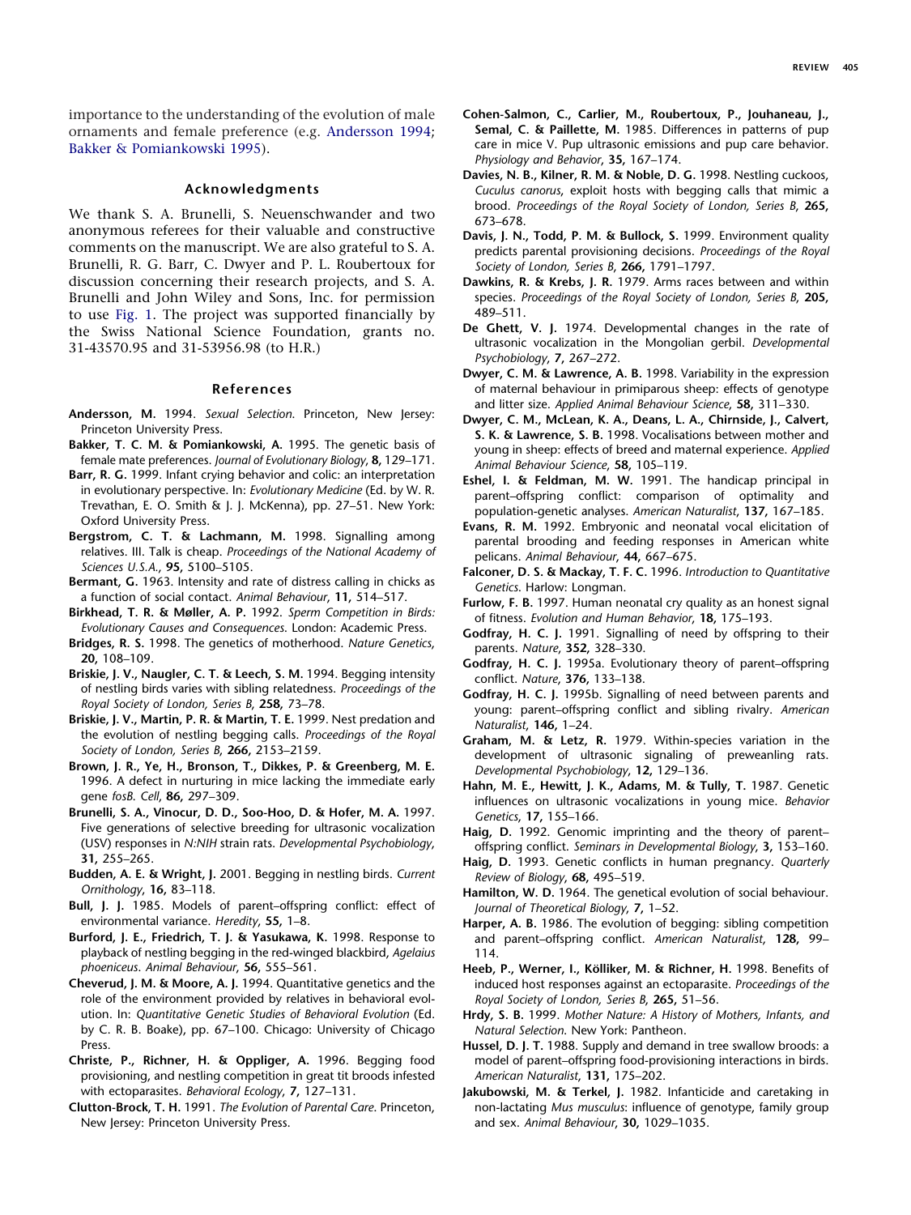importance to the understanding of the evolution of male ornaments and female preference (e.g. Andersson 1994; Bakker & Pomiankowski 1995).

## Acknowledgments

We thank S. A. Brunelli, S. Neuenschwander and two anonymous referees for their valuable and constructive comments on the manuscript. We are also grateful to S. A. Brunelli, R. G. Barr, C. Dwyer and P. L. Roubertoux for discussion concerning their research projects, and S. A. Brunelli and John Wiley and Sons, Inc. for permission to use Fig. 1. The project was supported financially by the Swiss National Science Foundation, grants no. 31-43570.95 and 31-53956.98 (to H.R.)

## References

**Andersson, M.** 1994. *Sexual Selection*. Princeton, New Jersey: Princeton University Press.

**Bakker, T. C. M. & Pomiankowski, A.** 1995. The genetic basis of female mate preferences. *Journal of Evolutionary Biology*, **8,** 129–171.

**Barr, R. G.** 1999. Infant crying behavior and colic: an interpretation in evolutionary perspective. In: *Evolutionary Medicine* (Ed. by W. R. Trevathan, E. O. Smith & J. J. McKenna), pp. 27–51. New York: Oxford University Press.

**Bergstrom, C. T. & Lachmann, M.** 1998. Signalling among relatives. III. Talk is cheap. *Proceedings of the National Academy of Sciences U.S.A.*, **95,** 5100–5105.

**Bermant, G.** 1963. Intensity and rate of distress calling in chicks as a function of social contact. *Animal Behaviour*, **11,** 514–517.

**Birkhead, T. R. & Møller, A. P.** 1992. *Sperm Competition in Birds: Evolutionary Causes and Consequences*. London: Academic Press.

**Bridges, R. S.** 1998. The genetics of motherhood. *Nature Genetics*, **20,** 108–109.

**Briskie, J. V., Naugler, C. T. & Leech, S. M.** 1994. Begging intensity of nestling birds varies with sibling relatedness. *Proceedings of the Royal Society of London, Series B*, **258,** 73–78.

**Briskie, J. V., Martin, P. R. & Martin, T. E.** 1999. Nest predation and the evolution of nestling begging calls. *Proceedings of the Royal Society of London, Series B*, **266,** 2153–2159.

**Brown, J. R., Ye, H., Bronson, T., Dikkes, P. & Greenberg, M. E.** 1996. A defect in nurturing in mice lacking the immediate early gene *fosB*. *Cell*, **86,** 297–309.

**Brunelli, S. A., Vinocur, D. D., Soo-Hoo, D. & Hofer, M. A.** 1997. Five generations of selective breeding for ultrasonic vocalization (USV) responses in *N:NIH* strain rats. *Developmental Psychobiology*, **31,** 255–265.

**Budden, A. E. & Wright, J.** 2001. Begging in nestling birds. *Current Ornithology*, **16,** 83–118.

**Bull, J. J.** 1985. Models of parent–offspring conflict: effect of environmental variance. *Heredity*, **55,** 1–8.

**Burford, J. E., Friedrich, T. J. & Yasukawa, K.** 1998. Response to playback of nestling begging in the red-winged blackbird, *Agelaius phoeniceus*. *Animal Behaviour*, **56,** 555–561.

**Cheverud, J. M. & Moore, A. J.** 1994. Quantitative genetics and the role of the environment provided by relatives in behavioral evolution. In: *Quantitative Genetic Studies of Behavioral Evolution* (Ed. by C. R. B. Boake), pp. 67–100. Chicago: University of Chicago Press.

**Christe, P., Richner, H. & Oppliger, A.** 1996. Begging food provisioning, and nestling competition in great tit broods infested with ectoparasites. *Behavioral Ecology*, **7,** 127–131.

**Clutton-Brock, T. H.** 1991. *The Evolution of Parental Care*. Princeton, New Jersey: Princeton University Press.

**Cohen-Salmon, C., Carlier, M., Roubertoux, P., Jouhaneau, J., Semal, C. & Paillette, M.** 1985. Differences in patterns of pup care in mice V. Pup ultrasonic emissions and pup care behavior. *Physiology and Behavior*, **35,** 167–174.

**Davies, N. B., Kilner, R. M. & Noble, D. G.** 1998. Nestling cuckoos, *Cuculus canorus*, exploit hosts with begging calls that mimic a brood. *Proceedings of the Royal Society of London, Series B*, **265,** 673–678.

**Davis, J. N., Todd, P. M. & Bullock, S.** 1999. Environment quality predicts parental provisioning decisions. *Proceedings of the Royal Society of London, Series B*, **266,** 1791–1797.

**Dawkins, R. & Krebs, J. R.** 1979. Arms races between and within species. *Proceedings of the Royal Society of London, Series B*, **205,** 489–511.

**De Ghett, V. J.** 1974. Developmental changes in the rate of ultrasonic vocalization in the Mongolian gerbil. *Developmental Psychobiology*, **7,** 267–272.

**Dwyer, C. M. & Lawrence, A. B.** 1998. Variability in the expression of maternal behaviour in primiparous sheep: effects of genotype and litter size. *Applied Animal Behaviour Science*, **58,** 311–330.

**Dwyer, C. M., McLean, K. A., Deans, L. A., Chirnside, J., Calvert, S. K. & Lawrence, S. B.** 1998. Vocalisations between mother and young in sheep: effects of breed and maternal experience. *Applied Animal Behaviour Science*, **58,** 105–119.

**Eshel, I. & Feldman, M. W.** 1991. The handicap principal in parent–offspring conflict: comparison of optimality and population-genetic analyses. *American Naturalist*, **137,** 167–185.

**Evans, R. M.** 1992. Embryonic and neonatal vocal elicitation of parental brooding and feeding responses in American white pelicans. *Animal Behaviour*, **44,** 667–675.

**Falconer, D. S. & Mackay, T. F. C.** 1996. *Introduction to Quantitative Genetics*. Harlow: Longman.

**Furlow, F. B.** 1997. Human neonatal cry quality as an honest signal of fitness. *Evolution and Human Behavior*, **18,** 175–193.

**Godfray, H. C. J.** 1991. Signalling of need by offspring to their parents. *Nature*, **352,** 328–330.

**Godfray, H. C. J.** 1995a. Evolutionary theory of parent–offspring conflict. *Nature*, **376,** 133–138.

**Godfray, H. C. J.** 1995b. Signalling of need between parents and young: parent–offspring conflict and sibling rivalry. *American Naturalist*, **146,** 1–24.

**Graham, M. & Letz, R.** 1979. Within-species variation in the development of ultrasonic signaling of preweanling rats. *Developmental Psychobiology*, **12,** 129–136.

**Hahn, M. E., Hewitt, J. K., Adams, M. & Tully, T.** 1987. Genetic influences on ultrasonic vocalizations in young mice. *Behavior Genetics*, **17,** 155–166.

**Haig, D.** 1992. Genomic imprinting and the theory of parent–offspring conflict. *Seminars in Developmental Biology*, **3,** 153–160.

**Haig, D.** 1993. Genetic conflicts in human pregnancy. *Quarterly Review of Biology*, **68,** 495–519.

**Hamilton, W. D.** 1964. The genetical evolution of social behaviour. *Journal of Theoretical Biology*, **7,** 1–52.

**Harper, A. B.** 1986. The evolution of begging: sibling competition and parent–offspring conflict. *American Naturalist*, **128,** 99–114.

**Heeb, P., Werner, I., Kölliker, M. & Richner, H.** 1998. Benefits of induced host responses against an ectoparasite. *Proceedings of the Royal Society of London, Series B*, **265,** 51–56.

**Hrdy, S. B.** 1999. *Mother Nature: A History of Mothers, Infants, and Natural Selection*. New York: Pantheon.

**Hussel, D. J. T.** 1988. Supply and demand in tree swallow broods: a model of parent–offspring food-provisioning interactions in birds. *American Naturalist*, **131,** 175–202.

**Jakubowski, M. & Terkel, J.** 1982. Infanticide and caretaking in non-lactating *Mus musculus*: influence of genotype, family group and sex. *Animal Behaviour*, **30,** 1029–1035.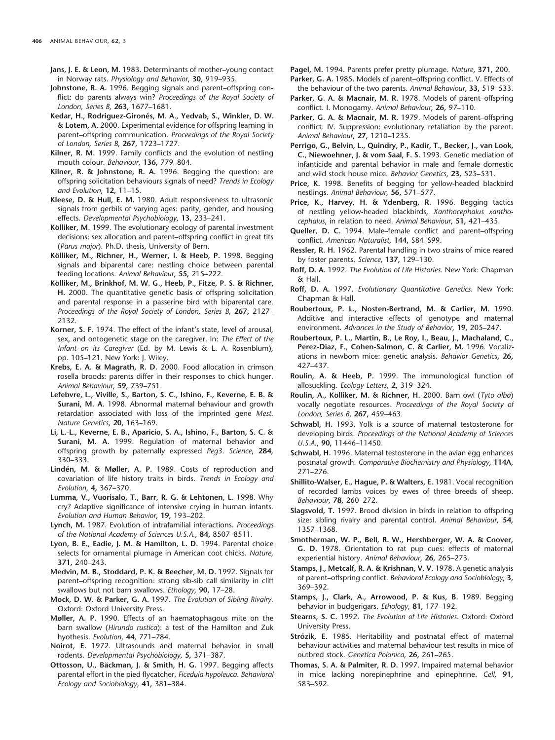**Jans, J. E. & Leon, M.** 1983. Determinants of mother–young contact in Norway rats. *Physiology and Behavior*, **30,** 919–935.

**Johnstone, R. A.** 1996. Begging signals and parent–offspring conflict: do parents always win? *Proceedings of the Royal Society of London, Series B*, **263,** 1677–1681.

**Kedar, H., Rodriguez-Gironés, M. A., Yedvab, S., Winkler, D. W. & Lotem, A.** 2000. Experimental evidence for offspring learning in parent–offspring communication. *Proceedings of the Royal Society of London, Series B*, **267,** 1723–1727.

**Kilner, R. M.** 1999. Family conflicts and the evolution of nestling mouth colour. *Behaviour*, **136,** 779–804.

**Kilner, R. & Johnstone, R. A.** 1996. Begging the question: are offspring solicitation behaviours signals of need? *Trends in Ecology and Evolution*, **12,** 11–15.

**Kleese, D. & Hull, E. M.** 1980. Adult responsiveness to ultrasonic signals from gerbils of varying ages: parity, gender, and housing effects. *Developmental Psychobiology*, **13,** 233–241.

**Kölliker, M.** 1999. The evolutionary ecology of parental investment decisions: sex allocation and parent–offspring conflict in great tits (*Parus major*). Ph.D. thesis, University of Bern.

**Kölliker, M., Richner, H., Werner, I. & Heeb, P.** 1998. Begging signals and biparental care: nestling choice between parental feeding locations. *Animal Behaviour*, **55,** 215–222.

**Kölliker, M., Brinkhof, M. W. G., Heeb, P., Fitze, P. S. & Richner, H.** 2000. The quantitative genetic basis of offspring solicitation and parental response in a passerine bird with biparental care. *Proceedings of the Royal Society of London, Series B*, **267,** 2127–2132.

**Korner, S. F.** 1974. The effect of the infant's state, level of arousal, sex, and ontogenetic stage on the caregiver. In: *The Effect of the Infant on its Caregiver* (Ed. by M. Lewis & L. A. Rosenblum), pp. 105–121. New York: J. Wiley.

**Krebs, E. A. & Magrath, R. D.** 2000. Food allocation in crimson rosella broods: parents differ in their responses to chick hunger. *Animal Behaviour*, **59,** 739–751.

**Lefebvre, L., Viville, S., Barton, S. C., Ishino, F., Keverne, E. B. & Surani, M. A.** 1998. Abnormal maternal behaviour and growth retardation associated with loss of the imprinted gene *Mest*. *Nature Genetics*, **20,** 163–169.

**Li, L.-L., Keverne, E. B., Aparicio, S. A., Ishino, F., Barton, S. C. & Surani, M. A.** 1999. Regulation of maternal behavior and offspring growth by paternally expressed *Peg3*. *Science*, **284,** 330–333.

**Lindén, M. & Møller, A. P.** 1989. Costs of reproduction and covariation of life history traits in birds. *Trends in Ecology and Evolution*, **4,** 367–370.

**Lumma, V., Vuorisalo, T., Barr, R. G. & Lehtonen, L.** 1998. Why cry? Adaptive significance of intensive crying in human infants. *Evolution and Human Behavior*, **19,** 193–202.

**Lynch, M.** 1987. Evolution of intrafamilial interactions. *Proceedings of the National Academy of Sciences U.S.A.*, **84,** 8507–8511.

**Lyon, B. E., Eadie, J. M. & Hamilton, L. D.** 1994. Parental choice selects for ornamental plumage in American coot chicks. *Nature*, **371,** 240–243.

**Medvin, M. B., Stoddard, P. K. & Beecher, M. D.** 1992. Signals for parent–offspring recognition: strong sib-sib call similarity in cliff swallows but not barn swallows. *Ethology*, **90,** 17–28.

**Mock, D. W. & Parker, G. A.** 1997. *The Evolution of Sibling Rivalry*. Oxford: Oxford University Press.

**Møller, A. P.** 1990. Effects of an haematophagous mite on the barn swallow (*Hirundo rustica*): a test of the Hamilton and Zuk hyothesis. *Evolution*, **44,** 771–784.

**Noirot, E.** 1972. Ultrasounds and maternal behavior in small rodents. *Developmental Psychobiology*, **5,** 371–387.

**Ottosson, U., Bäckman, J. & Smith, H. G.** 1997. Begging affects parental effort in the pied flycatcher, *Ficedula hypoleuca*. *Behavioral Ecology and Sociobiology*, **41,** 381–384.

**Pagel, M.** 1994. Parents prefer pretty plumage. *Nature*, **371,** 200.

**Parker, G. A.** 1985. Models of parent–offspring conflict. V. Effects of the behaviour of the two parents. *Animal Behaviour*, **33,** 519–533.

**Parker, G. A. & Macnair, M. R.** 1978. Models of parent–offspring conflict. I. Monogamy. *Animal Behaviour*, **26,** 97–110.

**Parker, G. A. & Macnair, M. R.** 1979. Models of parent–offspring conflict. IV. Suppression: evolutionary retaliation by the parent. *Animal Behaviour*, **27,** 1210–1235.

**Perrigo, G., Belvin, L., Quindry, P., Kadir, T., Becker, J., van Look, C., Niewoehner, J. & vom Saal, F. S.** 1993. Genetic mediation of infanticide and parental behavior in male and female domestic and wild stock house mice. *Behavior Genetics*, **23,** 525–531.

**Price, K.** 1998. Benefits of begging for yellow-headed blackbird nestlings. *Animal Behaviour*, **56,** 571–577.

**Price, K., Harvey, H. & Ydenberg, R.** 1996. Begging tactics of nestling yellow-headed blackbirds, *Xanthocephalus xanthocephalus*, in relation to need. *Animal Behaviour*, **51,** 421–435.

**Queller, D. C.** 1994. Male–female conflict and parent–offspring conflict. *American Naturalist*, **144,** S84–S99.

**Ressler, R. H.** 1962. Parental handling in two strains of mice reared by foster parents. *Science*, **137,** 129–130.

**Roff, D. A.** 1992. *The Evolution of Life Histories*. New York: Chapman & Hall.

**Roff, D. A.** 1997. *Evolutionary Quantitative Genetics*. New York: Chapman & Hall.

**Roubertoux, P. L., Nosten-Bertrand, M. & Carlier, M.** 1990. Additive and interactive effects of genotype and maternal environment. *Advances in the Study of Behavior*, **19,** 205–247.

**Roubertoux, P. L., Martin, B., Le Roy, I., Beau, J., Machaland, C., Perez-Diaz, F., Cohen-Salmon, C. & Carlier, M.** 1996. Vocalizations in newborn mice: genetic analysis. *Behavior Genetics*, **26,** 427–437.

**Roulin, A. & Heeb, P.** 1999. The immunological function of allosuckling. *Ecology Letters*, **2,** 319–324.

**Roulin, A., Kölliker, M. & Richner, H.** 2000. Barn owl (*Tyto alba*) vocally negotiate resources. *Proceedings of the Royal Society of London, Series B*, **267,** 459–463.

**Schwabl, H.** 1993. Yolk is a source of maternal testosterone for developing birds. *Proceedings of the National Academy of Sciences U.S.A.*, **90,** 11446–11450.

**Schwabl, H.** 1996. Maternal testosterone in the avian egg enhances postnatal growth. *Comparative Biochemistry and Physiology*, **114A,** 271–276.

**Shillito-Walser, E., Hague, P. & Walters, E.** 1981. Vocal recognition of recorded lambs voices by ewes of three breeds of sheep. *Behaviour*, **78,** 260–272.

**Slagsvold, T.** 1997. Brood division in birds in relation to offspring size: sibling rivalry and parental control. *Animal Behaviour*, **54,** 1357–1368.

**Smotherman, W. P., Bell, R. W., Hershberger, W. A. & Coover, G. D.** 1978. Orientation to rat pup cues: effects of maternal experiential history. *Animal Behaviour*, **26,** 265–273.

**Stamps, J., Metcalf, R. A. & Krishnan, V. V.** 1978. A genetic analysis of parent–offspring conflict. *Behavioral Ecology and Sociobiology*, **3,** 369–392.

**Stamps, J., Clark, A., Arrowood, P. & Kus, B.** 1989. Begging behavior in budgerigars. *Ethology*, **81,** 177–192.

**Stearns, S. C.** 1992. *The Evolution of Life Histories*. Oxford: Oxford University Press.

**Strózik, E.** 1985. Heritability and postnatal effect of maternal behaviour activities and maternal behaviour test results in mice of outbred stock. *Genetica Polonica*, **26,** 261–265.

**Thomas, S. A. & Palmiter, R. D.** 1997. Impaired maternal behavior in mice lacking norepinephrine and epinephrine. *Cell*, **91,** 583–592.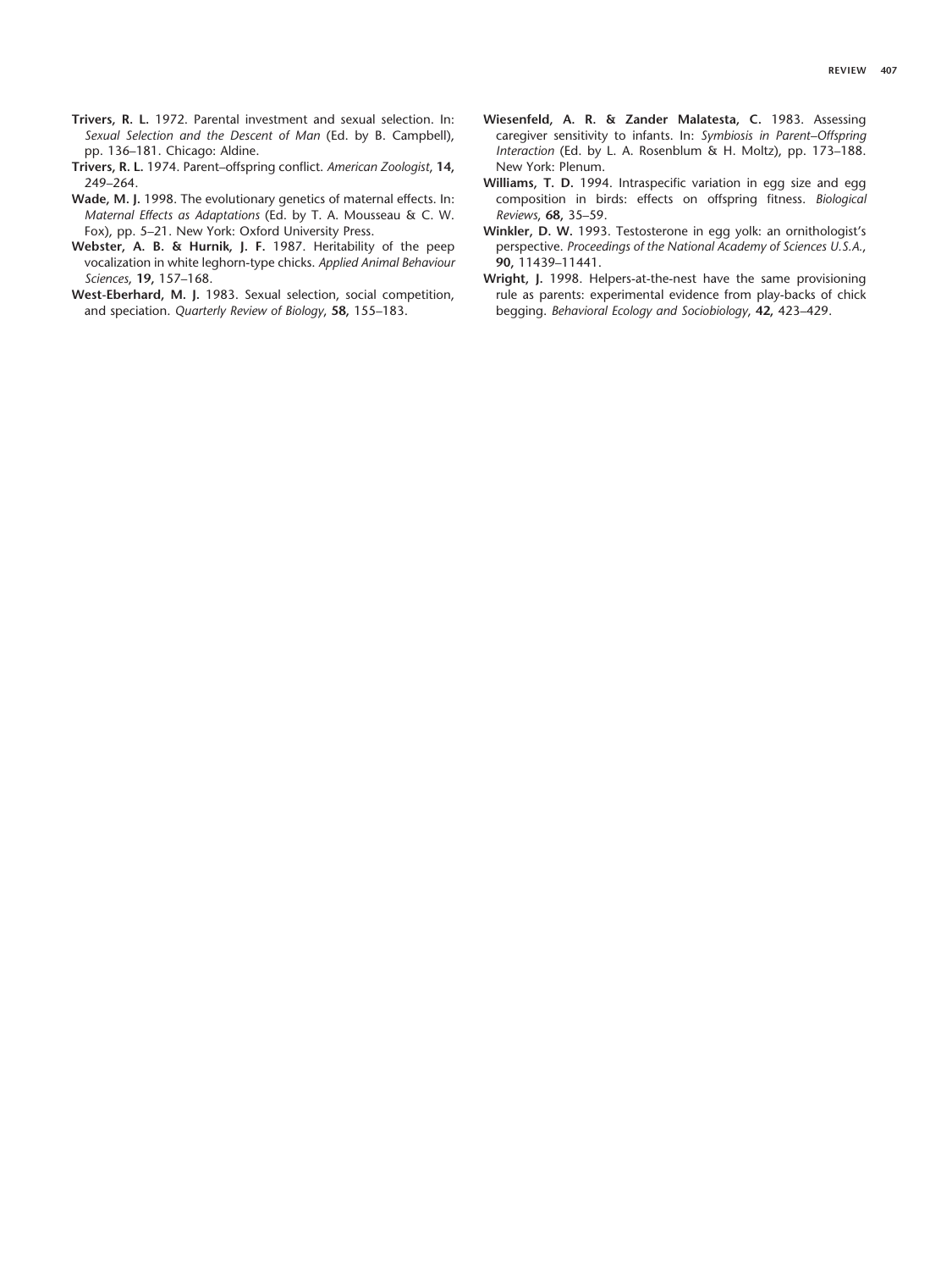**Trivers, R. L.** 1972. Parental investment and sexual selection. In: *Sexual Selection and the Descent of Man* (Ed. by B. Campbell), pp. 136–181. Chicago: Aldine.

**Trivers, R. L.** 1974. Parent–offspring conflict. *American Zoologist*, **14,** 249–264.

**Wade, M. J.** 1998. The evolutionary genetics of maternal effects. In: *Maternal Effects as Adaptations* (Ed. by T. A. Mousseau & C. W. Fox), pp. 5–21. New York: Oxford University Press.

**Webster, A. B. & Hurnik, J. F.** 1987. Heritability of the peep vocalization in white leghorn-type chicks. *Applied Animal Behaviour Sciences*, **19,** 157–168.

**West-Eberhard, M. J.** 1983. Sexual selection, social competition, and speciation. *Quarterly Review of Biology*, **58,** 155–183.

**Wiesenfeld, A. R. & Zander Malatesta, C.** 1983. Assessing caregiver sensitivity to infants. In: *Symbiosis in Parent–Offspring Interaction* (Ed. by L. A. Rosenblum & H. Moltz), pp. 173–188. New York: Plenum.

**Williams, T. D.** 1994. Intraspecific variation in egg size and egg composition in birds: effects on offspring fitness. *Biological Reviews*, **68,** 35–59.

**Winkler, D. W.** 1993. Testosterone in egg yolk: an ornithologist's perspective. *Proceedings of the National Academy of Sciences U.S.A.*, **90,** 11439–11441.

**Wright, J.** 1998. Helpers-at-the-nest have the same provisioning rule as parents: experimental evidence from play-backs of chick begging. *Behavioral Ecology and Sociobiology*, **42,** 423–429.